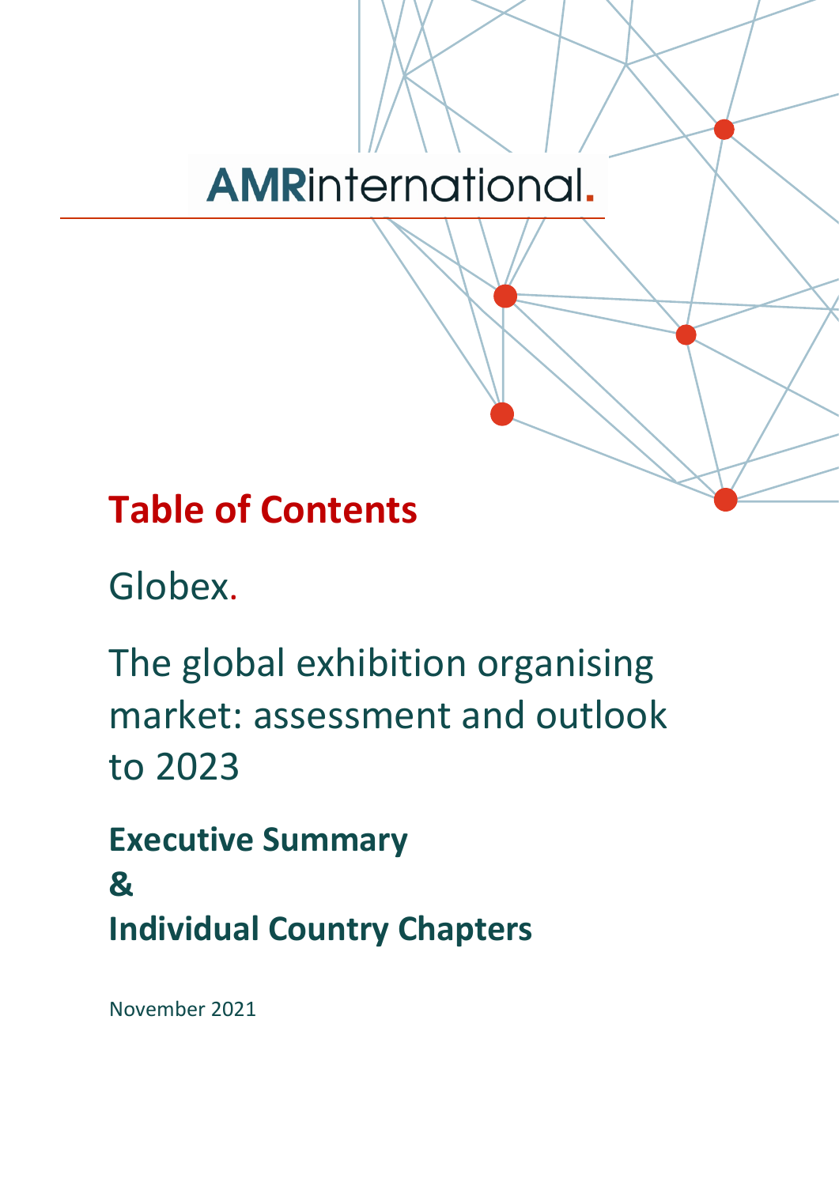AMRinternational.

## Table of Contents

# Globex.

# The global exhibition organising market: assessment and outlook to 2023

## Executive Summary
## &
## Individual Country Chapters

November 2021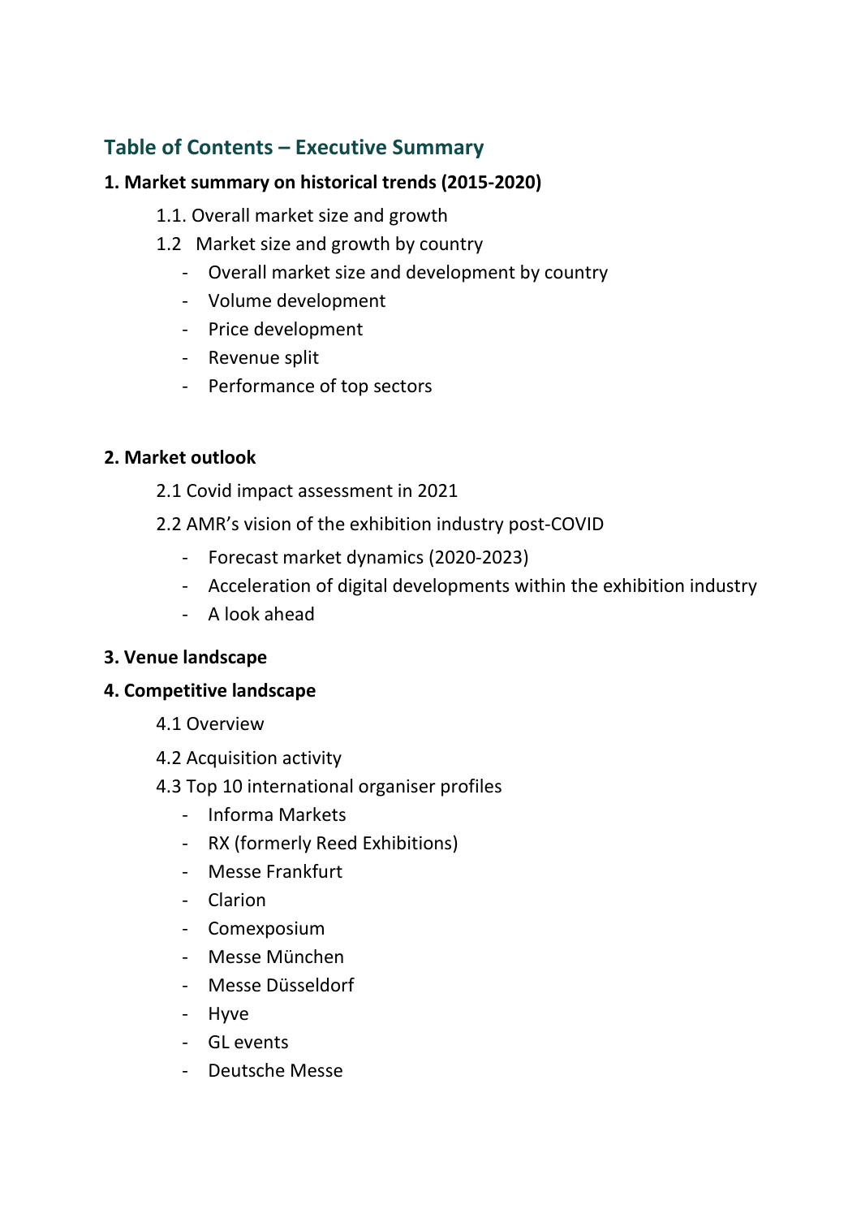## Table of Contents – Executive Summary

**1. Market summary on historical trends (2015-2020)**

- 1.1. Overall market size and growth
- 1.2 Market size and growth by country
    - Overall market size and development by country
    - Volume development
    - Price development
    - Revenue split
    - Performance of top sectors

**2. Market outlook**

- 2.1 Covid impact assessment in 2021
- 2.2 AMR's vision of the exhibition industry post-COVID
    - Forecast market dynamics (2020-2023)
    - Acceleration of digital developments within the exhibition industry
    - A look ahead

**3. Venue landscape**

**4. Competitive landscape**

- 4.1 Overview
- 4.2 Acquisition activity
- 4.3 Top 10 international organiser profiles
    - Informa Markets
    - RX (formerly Reed Exhibitions)
    - Messe Frankfurt
    - Clarion
    - Comexposium
    - Messe München
    - Messe Düsseldorf
    - Hyve
    - GL events
    - Deutsche Messe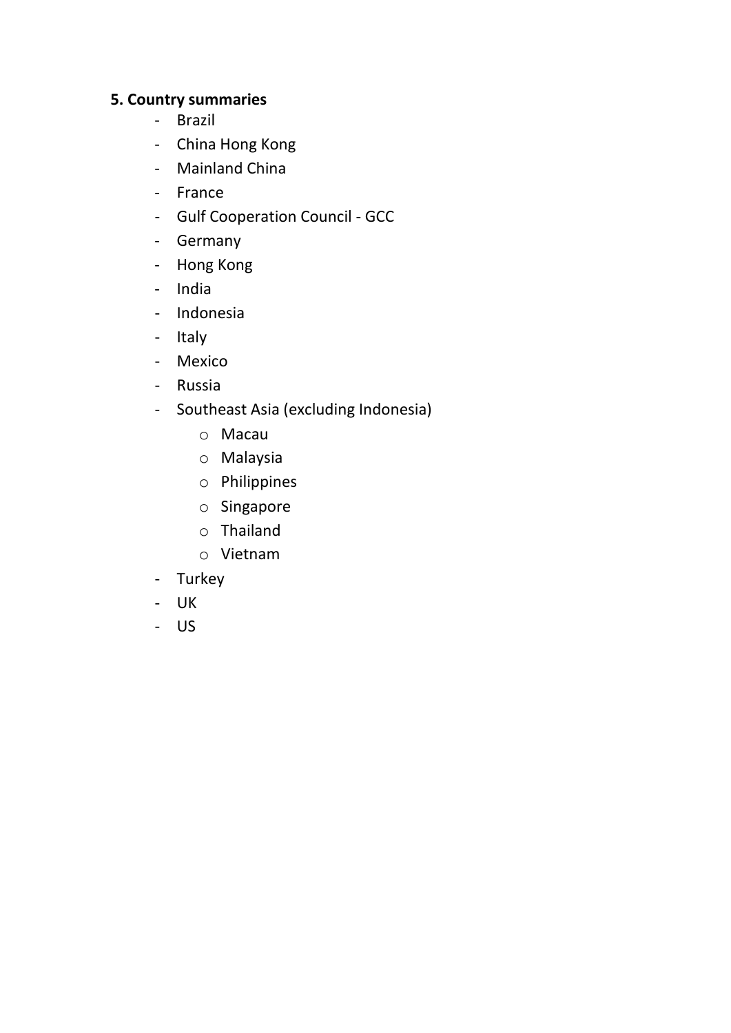**5. Country summaries**

- Brazil
- China Hong Kong
- Mainland China
- France
- Gulf Cooperation Council - GCC
- Germany
- Hong Kong
- India
- Indonesia
- Italy
- Mexico
- Russia
- Southeast Asia (excluding Indonesia)
    - Macau
    - Malaysia
    - Philippines
    - Singapore
    - Thailand
    - Vietnam
- Turkey
- UK
- US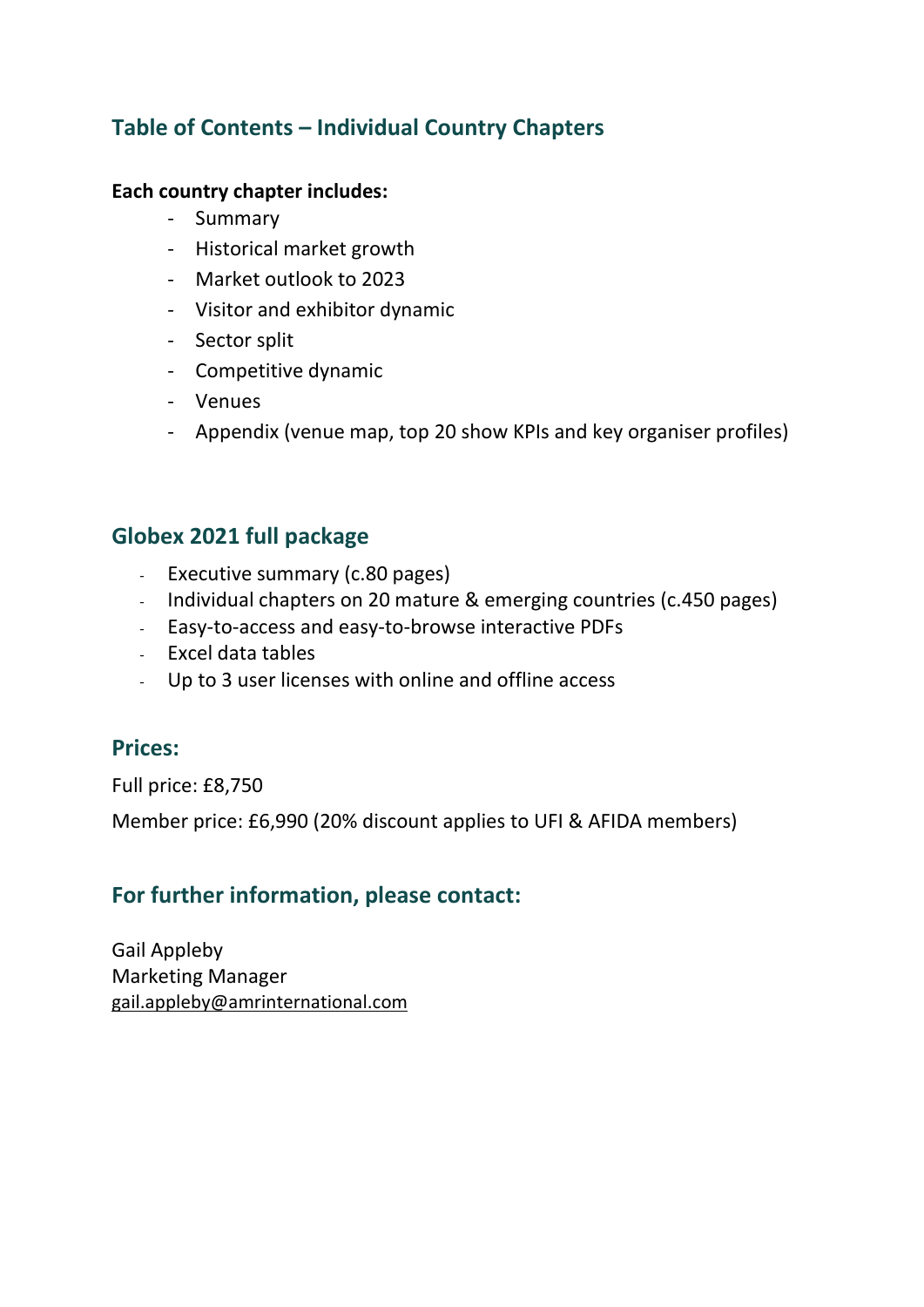## Table of Contents – Individual Country Chapters

**Each country chapter includes:**

- Summary
- Historical market growth
- Market outlook to 2023
- Visitor and exhibitor dynamic
- Sector split
- Competitive dynamic
- Venues
- Appendix (venue map, top 20 show KPIs and key organiser profiles)

## Globex 2021 full package

- Executive summary (c.80 pages)
- Individual chapters on 20 mature & emerging countries (c.450 pages)
- Easy-to-access and easy-to-browse interactive PDFs
- Excel data tables
- Up to 3 user licenses with online and offline access

## Prices:

Full price: £8,750

Member price: £6,990 (20% discount applies to UFI & AFIDA members)

## For further information, please contact:

Gail Appleby
Marketing Manager
gail.appleby@amrinternational.com